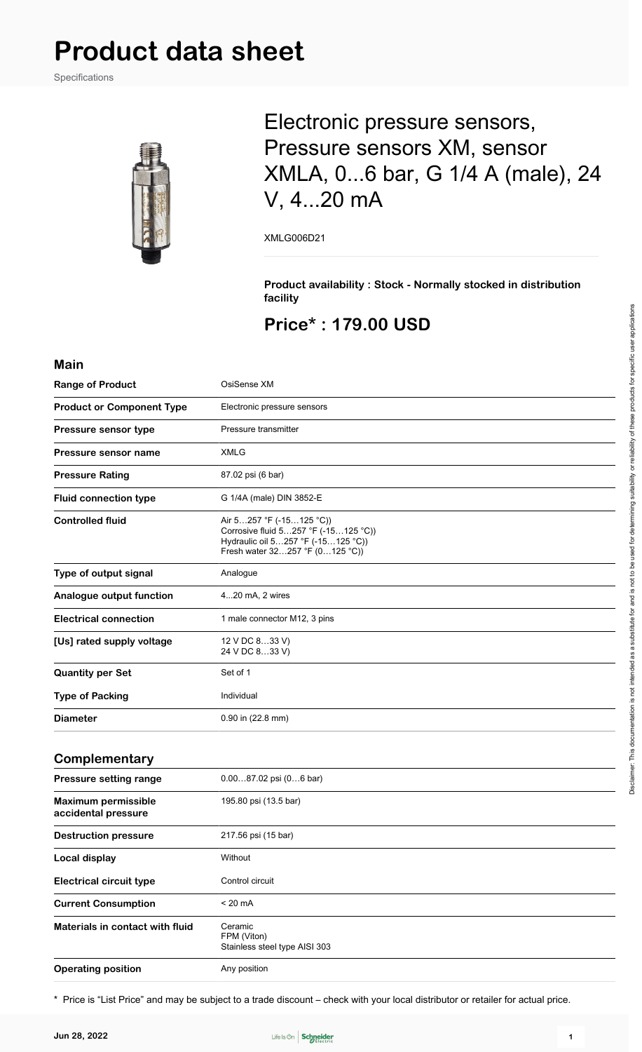# Product data sheet

Specifications

## Electronic pressure sensors, Pressure sensors XM, sensor XMLA, 0...6 bar, G 1/4 A (male), 24 V, 4...20 mA

XMLG006D21

**Product availability : Stock - Normally stocked in distribution facility**

## Price* : 179.00 USD

### Main

| | |
|---|---|
| **Range of Product** | OsiSense XM |
| **Product or Component Type** | Electronic pressure sensors |
| **Pressure sensor type** | Pressure transmitter |
| **Pressure sensor name** | XMLG |
| **Pressure Rating** | 87.02 psi (6 bar) |
| **Fluid connection type** | G 1/4A (male) DIN 3852-E |
| **Controlled fluid** | Air 5…257 °F (-15…125 °C))<br>Corrosive fluid 5…257 °F (-15…125 °C))<br>Hydraulic oil 5…257 °F (-15…125 °C))<br>Fresh water 32…257 °F (0…125 °C)) |
| **Type of output signal** | Analogue |
| **Analogue output function** | 4...20 mA, 2 wires |
| **Electrical connection** | 1 male connector M12, 3 pins |
| **[Us] rated supply voltage** | 12 V DC 8…33 V)<br>24 V DC 8…33 V) |
| **Quantity per Set** | Set of 1 |
| **Type of Packing** | Individual |
| **Diameter** | 0.90 in (22.8 mm) |

### Complementary

| | |
|---|---|
| **Pressure setting range** | 0.00…87.02 psi (0…6 bar) |
| **Maximum permissible accidental pressure** | 195.80 psi (13.5 bar) |
| **Destruction pressure** | 217.56 psi (15 bar) |
| **Local display** | Without |
| **Electrical circuit type** | Control circuit |
| **Current Consumption** | < 20 mA |
| **Materials in contact with fluid** | Ceramic<br>FPM (Viton)<br>Stainless steel type AISI 303 |
| **Operating position** | Any position |

* Price is "List Price" and may be subject to a trade discount – check with your local distributor or retailer for actual price.

Disclaimer: This documentation is not intended as a substitute for and is not to be used for determining suitability or reliability of these products for specific user applications

Jun 28, 2022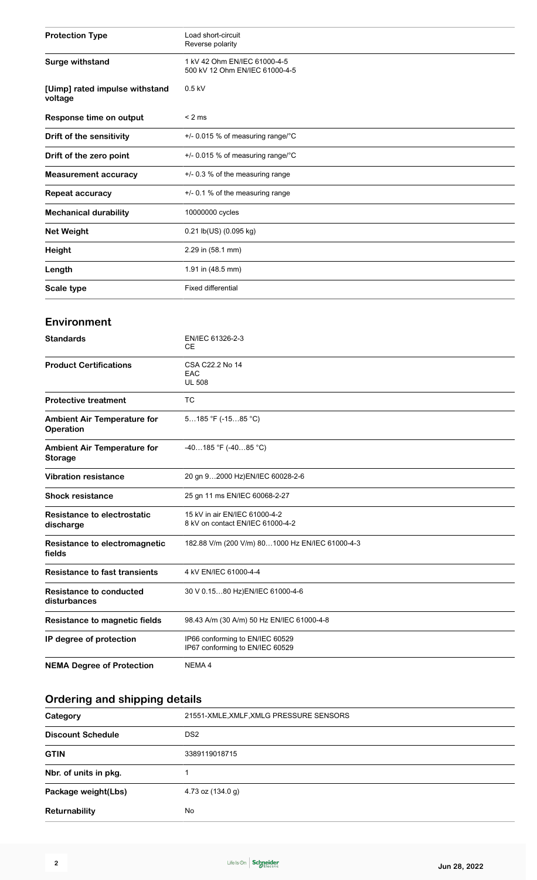| | |
|---|---|
| **Protection Type** | Load short-circuit<br>Reverse polarity |
| **Surge withstand** | 1 kV 42 Ohm EN/IEC 61000-4-5<br>500 kV 12 Ohm EN/IEC 61000-4-5 |
| **[Uimp] rated impulse withstand voltage** | 0.5 kV |
| **Response time on output** | < 2 ms |
| **Drift of the sensitivity** | +/- 0.015 % of measuring range/°C |
| **Drift of the zero point** | +/- 0.015 % of measuring range/°C |
| **Measurement accuracy** | +/- 0.3 % of the measuring range |
| **Repeat accuracy** | +/- 0.1 % of the measuring range |
| **Mechanical durability** | 10000000 cycles |
| **Net Weight** | 0.21 lb(US) (0.095 kg) |
| **Height** | 2.29 in (58.1 mm) |
| **Length** | 1.91 in (48.5 mm) |
| **Scale type** | Fixed differential |

## Environment

| | |
|---|---|
| **Standards** | EN/IEC 61326-2-3<br>CE |
| **Product Certifications** | CSA C22.2 No 14<br>EAC<br>UL 508 |
| **Protective treatment** | TC |
| **Ambient Air Temperature for Operation** | 5…185 °F (-15…85 °C) |
| **Ambient Air Temperature for Storage** | -40…185 °F (-40…85 °C) |
| **Vibration resistance** | 20 gn 9…2000 Hz)EN/IEC 60028-2-6 |
| **Shock resistance** | 25 gn 11 ms EN/IEC 60068-2-27 |
| **Resistance to electrostatic discharge** | 15 kV in air EN/IEC 61000-4-2<br>8 kV on contact EN/IEC 61000-4-2 |
| **Resistance to electromagnetic fields** | 182.88 V/m (200 V/m) 80…1000 Hz EN/IEC 61000-4-3 |
| **Resistance to fast transients** | 4 kV EN/IEC 61000-4-4 |
| **Resistance to conducted disturbances** | 30 V 0.15…80 Hz)EN/IEC 61000-4-6 |
| **Resistance to magnetic fields** | 98.43 A/m (30 A/m) 50 Hz EN/IEC 61000-4-8 |
| **IP degree of protection** | IP66 conforming to EN/IEC 60529<br>IP67 conforming to EN/IEC 60529 |
| **NEMA Degree of Protection** | NEMA 4 |

## Ordering and shipping details

| | |
|---|---|
| **Category** | 21551-XMLE,XMLF,XMLG PRESSURE SENSORS |
| **Discount Schedule** | DS2 |
| **GTIN** | 3389119018715 |
| **Nbr. of units in pkg.** | 1 |
| **Package weight(Lbs)** | 4.73 oz (134.0 g) |
| **Returnability** | No |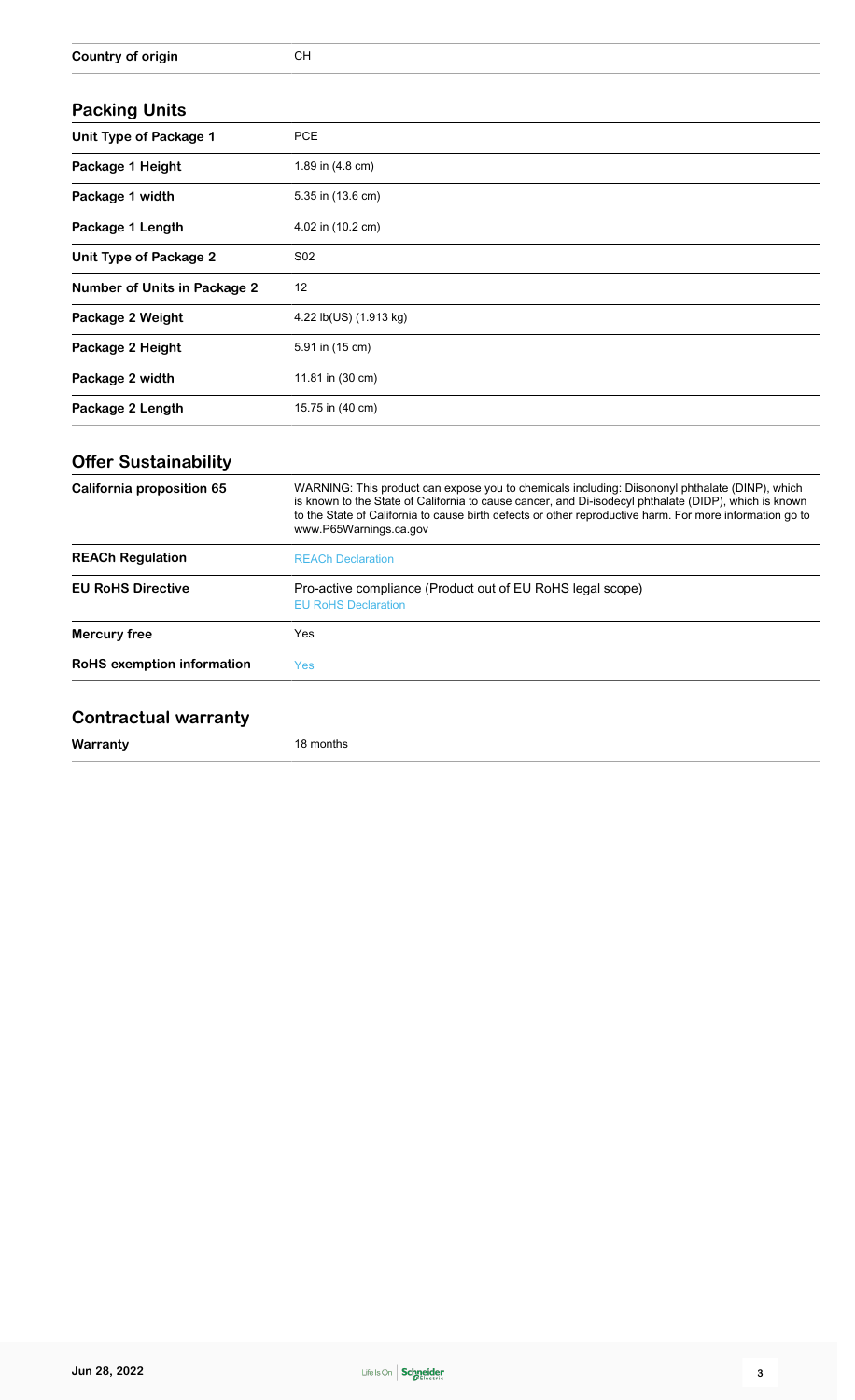| Country of origin | CH |
| --- | --- |

## Packing Units

| Unit Type of Package 1 | PCE |
| --- | --- |
| Package 1 Height | 1.89 in (4.8 cm) |
| Package 1 width | 5.35 in (13.6 cm) |
| Package 1 Length | 4.02 in (10.2 cm) |
| Unit Type of Package 2 | S02 |
| Number of Units in Package 2 | 12 |
| Package 2 Weight | 4.22 lb(US) (1.913 kg) |
| Package 2 Height | 5.91 in (15 cm) |
| Package 2 width | 11.81 in (30 cm) |
| Package 2 Length | 15.75 in (40 cm) |

## Offer Sustainability

| California proposition 65 | WARNING: This product can expose you to chemicals including: Diisononyl phthalate (DINP), which is known to the State of California to cause cancer, and Di-isodecyl phthalate (DIDP), which is known to the State of California to cause birth defects or other reproductive harm. For more information go to www.P65Warnings.ca.gov |
| --- | --- |
| REACh Regulation | REACh Declaration |
| EU RoHS Directive | Pro-active compliance (Product out of EU RoHS legal scope) EU RoHS Declaration |
| Mercury free | Yes |
| RoHS exemption information | Yes |

## Contractual warranty

| Warranty | 18 months |
| --- | --- |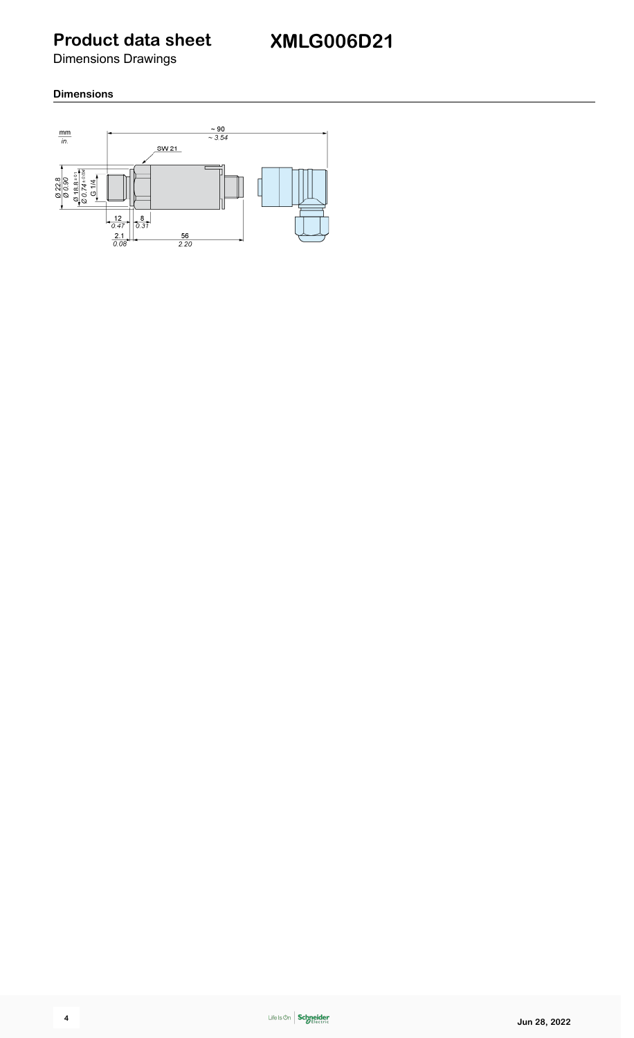# Product data sheet

Dimensions Drawings

# XMLG006D21

### Dimensions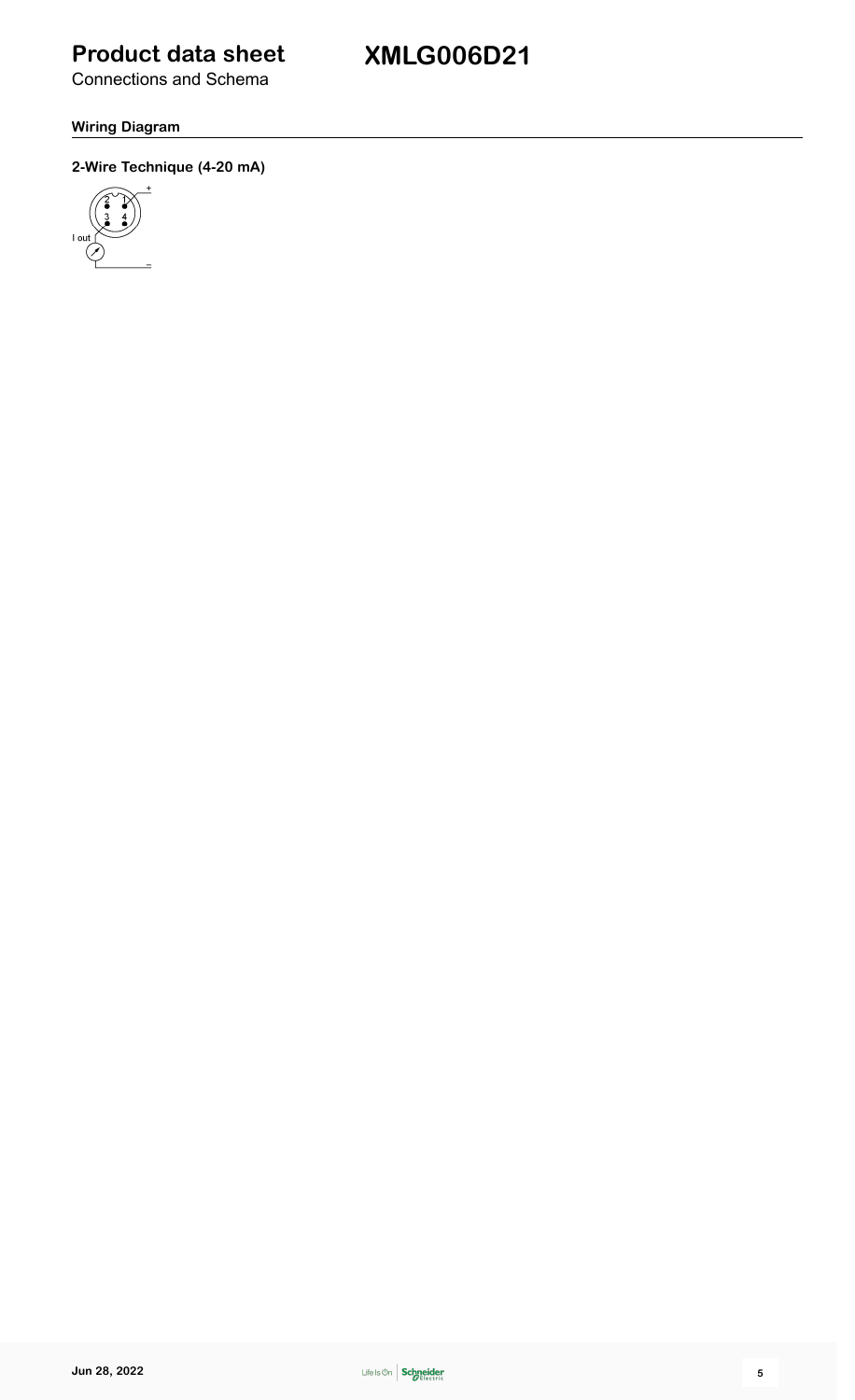# Product data sheet

Connections and Schema

# XMLG006D21

## Wiring Diagram

### 2-Wire Technique (4-20 mA)

2 1
3 4
I out
+
−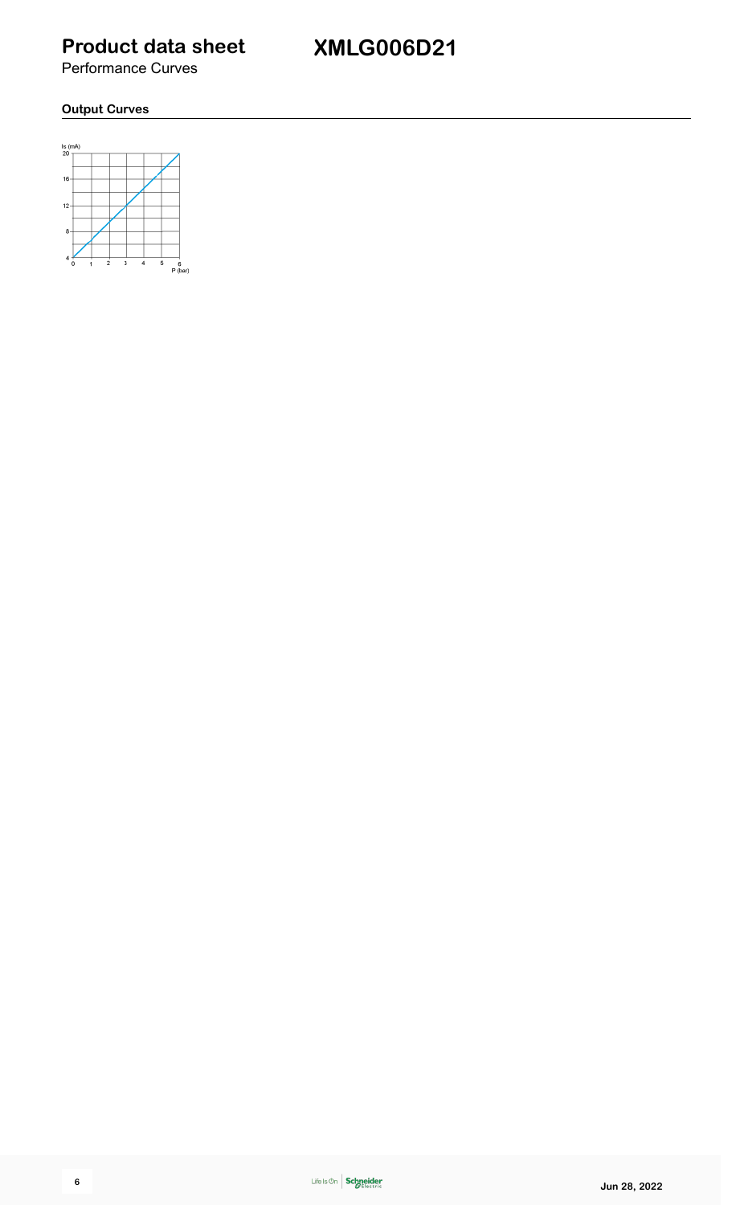# Product data sheet

Performance Curves

## XMLG006D21

### Output Curves

Is (mA)

20

16

12

8

4

0 1 2 3 4 5 6

P (bar)